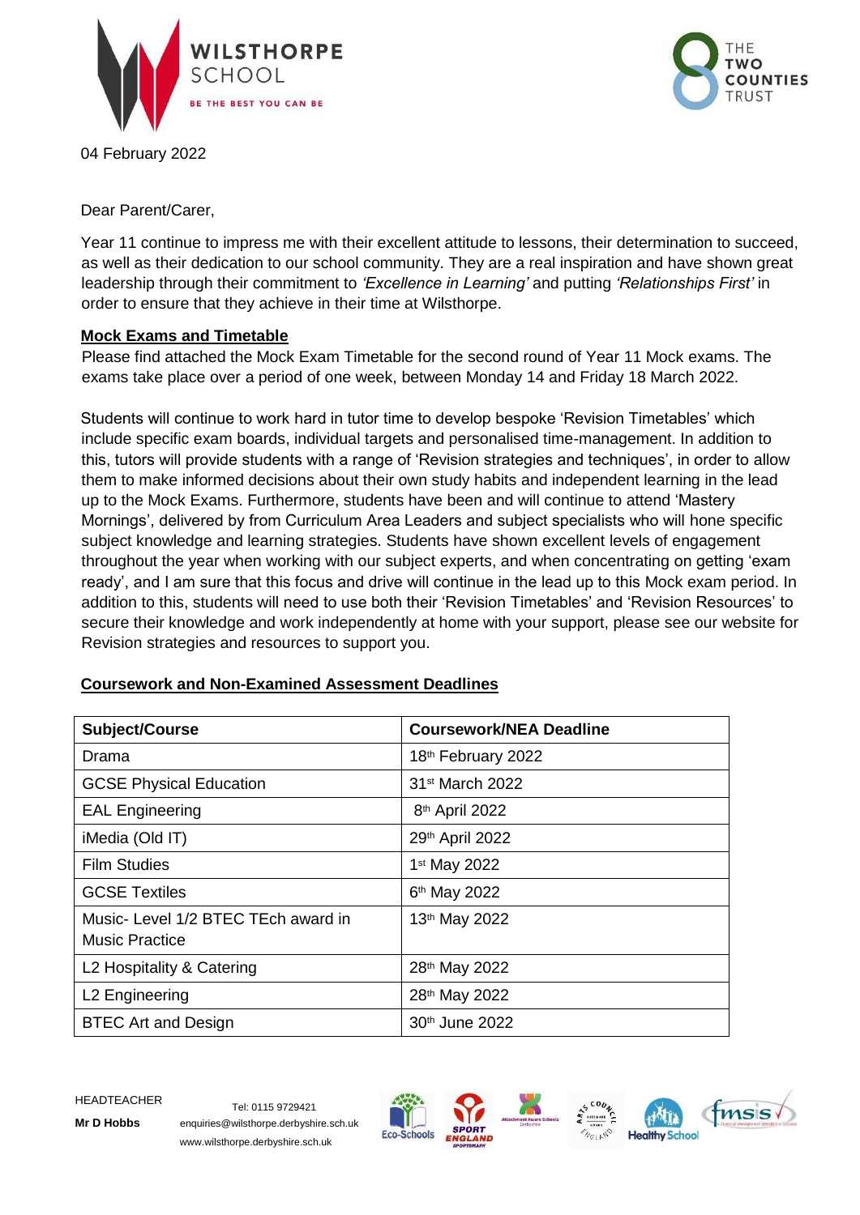WILSTHORPE SCHOOL

BE THE BEST YOU CAN BE

THE TWO COUNTIES TRUST

04 February 2022

Dear Parent/Carer,

Year 11 continue to impress me with their excellent attitude to lessons, their determination to succeed, as well as their dedication to our school community. They are a real inspiration and have shown great leadership through their commitment to *'Excellence in Learning'* and putting *'Relationships First'* in order to ensure that they achieve in their time at Wilsthorpe.

**Mock Exams and Timetable**

Please find attached the Mock Exam Timetable for the second round of Year 11 Mock exams. The exams take place over a period of one week, between Monday 14 and Friday 18 March 2022.

Students will continue to work hard in tutor time to develop bespoke 'Revision Timetables' which include specific exam boards, individual targets and personalised time-management. In addition to this, tutors will provide students with a range of 'Revision strategies and techniques', in order to allow them to make informed decisions about their own study habits and independent learning in the lead up to the Mock Exams. Furthermore, students have been and will continue to attend 'Mastery Mornings', delivered by from Curriculum Area Leaders and subject specialists who will hone specific subject knowledge and learning strategies. Students have shown excellent levels of engagement throughout the year when working with our subject experts, and when concentrating on getting 'exam ready', and I am sure that this focus and drive will continue in the lead up to this Mock exam period. In addition to this, students will need to use both their 'Revision Timetables' and 'Revision Resources' to secure their knowledge and work independently at home with your support, please see our website for Revision strategies and resources to support you.

**Coursework and Non-Examined Assessment Deadlines**

| Subject/Course | Coursework/NEA Deadline |
|---|---|
| Drama | 18th February 2022 |
| GCSE Physical Education | 31st March 2022 |
| EAL Engineering | 8th April 2022 |
| iMedia (Old IT) | 29th April 2022 |
| Film Studies | 1st May 2022 |
| GCSE Textiles | 6th May 2022 |
| Music- Level 1/2 BTEC TEch award in Music Practice | 13th May 2022 |
| L2 Hospitality & Catering | 28th May 2022 |
| L2 Engineering | 28th May 2022 |
| BTEC Art and Design | 30th June 2022 |

HEADTEACHER
**Mr D Hobbs**

Tel: 0115 9729421
enquiries@wilsthorpe.derbyshire.sch.uk
www.wilsthorpe.derbyshire.sch.uk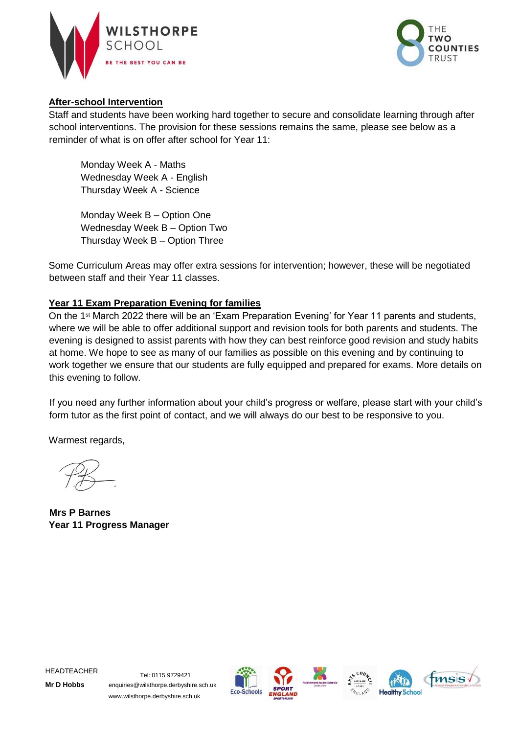## After-school Intervention

Staff and students have been working hard together to secure and consolidate learning through after school interventions. The provision for these sessions remains the same, please see below as a reminder of what is on offer after school for Year 11:

Monday Week A - Maths
Wednesday Week A - English
Thursday Week A - Science

Monday Week B – Option One
Wednesday Week B – Option Two
Thursday Week B – Option Three

Some Curriculum Areas may offer extra sessions for intervention; however, these will be negotiated between staff and their Year 11 classes.

## Year 11 Exam Preparation Evening for families

On the 1st March 2022 there will be an 'Exam Preparation Evening' for Year 11 parents and students, where we will be able to offer additional support and revision tools for both parents and students. The evening is designed to assist parents with how they can best reinforce good revision and study habits at home. We hope to see as many of our families as possible on this evening and by continuing to work together we ensure that our students are fully equipped and prepared for exams. More details on this evening to follow.

If you need any further information about your child's progress or welfare, please start with your child's form tutor as the first point of contact, and we will always do our best to be responsive to you.

Warmest regards,

**Mrs P Barnes**
**Year 11 Progress Manager**

HEADTEACHER
**Mr D Hobbs**

Tel: 0115 9729421
enquiries@wilsthorpe.derbyshire.sch.uk
www.wilsthorpe.derbyshire.sch.uk